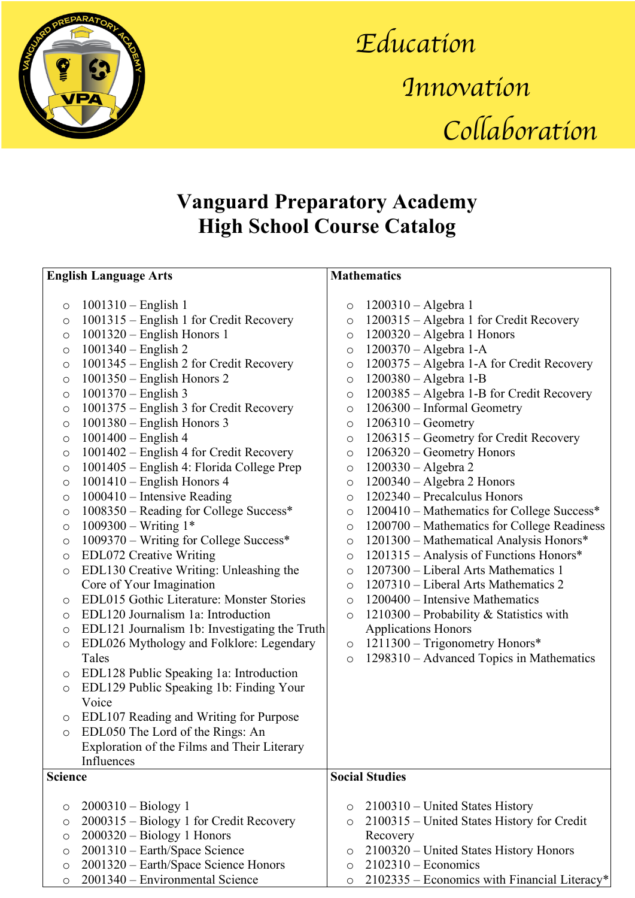*Education*

*Innovation*

*Collaboration*

# Vanguard Preparatory Academy
# High School Course Catalog

## English Language Arts

- 1001310 – English 1
- 1001315 – English 1 for Credit Recovery
- 1001320 – English Honors 1
- 1001340 – English 2
- 1001345 – English 2 for Credit Recovery
- 1001350 – English Honors 2
- 1001370 – English 3
- 1001375 – English 3 for Credit Recovery
- 1001380 – English Honors 3
- 1001400 – English 4
- 1001402 – English 4 for Credit Recovery
- 1001405 – English 4: Florida College Prep
- 1001410 – English Honors 4
- 1000410 – Intensive Reading
- 1008350 – Reading for College Success*
- 1009300 – Writing 1*
- 1009370 – Writing for College Success*
- EDL072 Creative Writing
- EDL130 Creative Writing: Unleashing the Core of Your Imagination
- EDL015 Gothic Literature: Monster Stories
- EDL120 Journalism 1a: Introduction
- EDL121 Journalism 1b: Investigating the Truth
- EDL026 Mythology and Folklore: Legendary Tales
- EDL128 Public Speaking 1a: Introduction
- EDL129 Public Speaking 1b: Finding Your Voice
- EDL107 Reading and Writing for Purpose
- EDL050 The Lord of the Rings: An Exploration of the Films and Their Literary Influences

## Mathematics

- 1200310 – Algebra 1
- 1200315 – Algebra 1 for Credit Recovery
- 1200320 – Algebra 1 Honors
- 1200370 – Algebra 1-A
- 1200375 – Algebra 1-A for Credit Recovery
- 1200380 – Algebra 1-B
- 1200385 – Algebra 1-B for Credit Recovery
- 1206300 – Informal Geometry
- 1206310 – Geometry
- 1206315 – Geometry for Credit Recovery
- 1206320 – Geometry Honors
- 1200330 – Algebra 2
- 1200340 – Algebra 2 Honors
- 1202340 – Precalculus Honors
- 1200410 – Mathematics for College Success*
- 1200700 – Mathematics for College Readiness
- 1201300 – Mathematical Analysis Honors*
- 1201315 – Analysis of Functions Honors*
- 1207300 – Liberal Arts Mathematics 1
- 1207310 – Liberal Arts Mathematics 2
- 1200400 – Intensive Mathematics
- 1210300 – Probability & Statistics with Applications Honors
- 1211300 – Trigonometry Honors*
- 1298310 – Advanced Topics in Mathematics

## Science

- 2000310 – Biology 1
- 2000315 – Biology 1 for Credit Recovery
- 2000320 – Biology 1 Honors
- 2001310 – Earth/Space Science
- 2001320 – Earth/Space Science Honors
- 2001340 – Environmental Science

## Social Studies

- 2100310 – United States History
- 2100315 – United States History for Credit Recovery
- 2100320 – United States History Honors
- 2102310 – Economics
- 2102335 – Economics with Financial Literacy*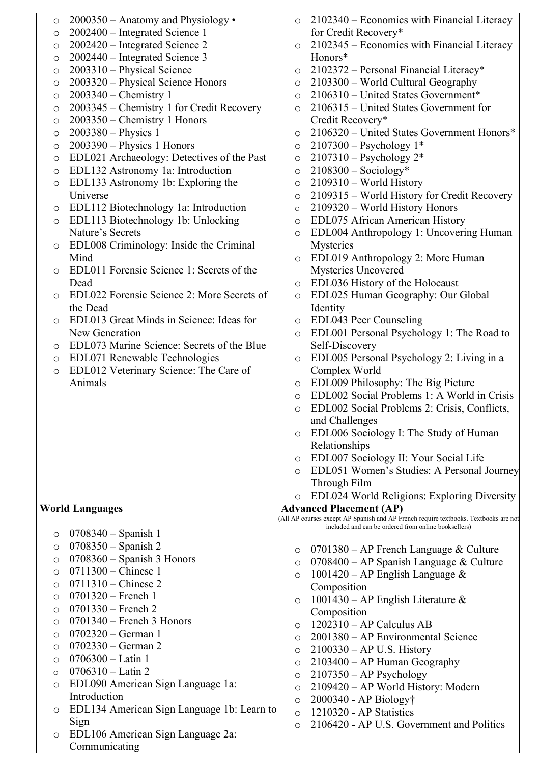- 2000350 – Anatomy and Physiology •
- 2002400 – Integrated Science 1
- 2002420 – Integrated Science 2
- 2002440 – Integrated Science 3
- 2003310 – Physical Science
- 2003320 – Physical Science Honors
- 2003340 – Chemistry 1
- 2003345 – Chemistry 1 for Credit Recovery
- 2003350 – Chemistry 1 Honors
- 2003380 – Physics 1
- 2003390 – Physics 1 Honors
- EDL021 Archaeology: Detectives of the Past
- EDL132 Astronomy 1a: Introduction
- EDL133 Astronomy 1b: Exploring the Universe
- EDL112 Biotechnology 1a: Introduction
- EDL113 Biotechnology 1b: Unlocking Nature's Secrets
- EDL008 Criminology: Inside the Criminal Mind
- EDL011 Forensic Science 1: Secrets of the Dead
- EDL022 Forensic Science 2: More Secrets of the Dead
- EDL013 Great Minds in Science: Ideas for New Generation
- EDL073 Marine Science: Secrets of the Blue
- EDL071 Renewable Technologies
- EDL012 Veterinary Science: The Care of Animals

- 2102340 – Economics with Financial Literacy for Credit Recovery*
- 2102345 – Economics with Financial Literacy Honors*
- 2102372 – Personal Financial Literacy*
- 2103300 – World Cultural Geography
- 2106310 – United States Government*
- 2106315 – United States Government for Credit Recovery*
- 2106320 – United States Government Honors*
- 2107300 – Psychology 1*
- 2107310 – Psychology 2*
- 2108300 – Sociology*
- 2109310 – World History
- 2109315 – World History for Credit Recovery
- 2109320 – World History Honors
- EDL075 African American History
- EDL004 Anthropology 1: Uncovering Human Mysteries
- EDL019 Anthropology 2: More Human Mysteries Uncovered
- EDL036 History of the Holocaust
- EDL025 Human Geography: Our Global Identity
- EDL043 Peer Counseling
- EDL001 Personal Psychology 1: The Road to Self-Discovery
- EDL005 Personal Psychology 2: Living in a Complex World
- EDL009 Philosophy: The Big Picture
- EDL002 Social Problems 1: A World in Crisis
- EDL002 Social Problems 2: Crisis, Conflicts, and Challenges
- EDL006 Sociology I: The Study of Human Relationships
- EDL007 Sociology II: Your Social Life
- EDL051 Women's Studies: A Personal Journey Through Film
- EDL024 World Religions: Exploring Diversity

**World Languages**

- 0708340 – Spanish 1
- 0708350 – Spanish 2
- 0708360 – Spanish 3 Honors
- 0711300 – Chinese 1
- 0711310 – Chinese 2
- 0701320 – French 1
- 0701330 – French 2
- 0701340 – French 3 Honors
- 0702320 – German 1
- 0702330 – German 2
- 0706300 – Latin 1
- 0706310 – Latin 2
- EDL090 American Sign Language 1a: Introduction
- EDL134 American Sign Language 1b: Learn to Sign
- EDL106 American Sign Language 2a: Communicating

**Advanced Placement (AP)**

(All AP courses except AP Spanish and AP French require textbooks. Textbooks are not included and can be ordered from online booksellers)

- 0701380 – AP French Language & Culture
- 0708400 – AP Spanish Language & Culture
- 1001420 – AP English Language & Composition
- 1001430 – AP English Literature & Composition
- 1202310 – AP Calculus AB
- 2001380 – AP Environmental Science
- 2100330 – AP U.S. History
- 2103400 – AP Human Geography
- 2107350 – AP Psychology
- 2109420 – AP World History: Modern
- 2000340 - AP Biology†
- 1210320 - AP Statistics
- 2106420 - AP U.S. Government and Politics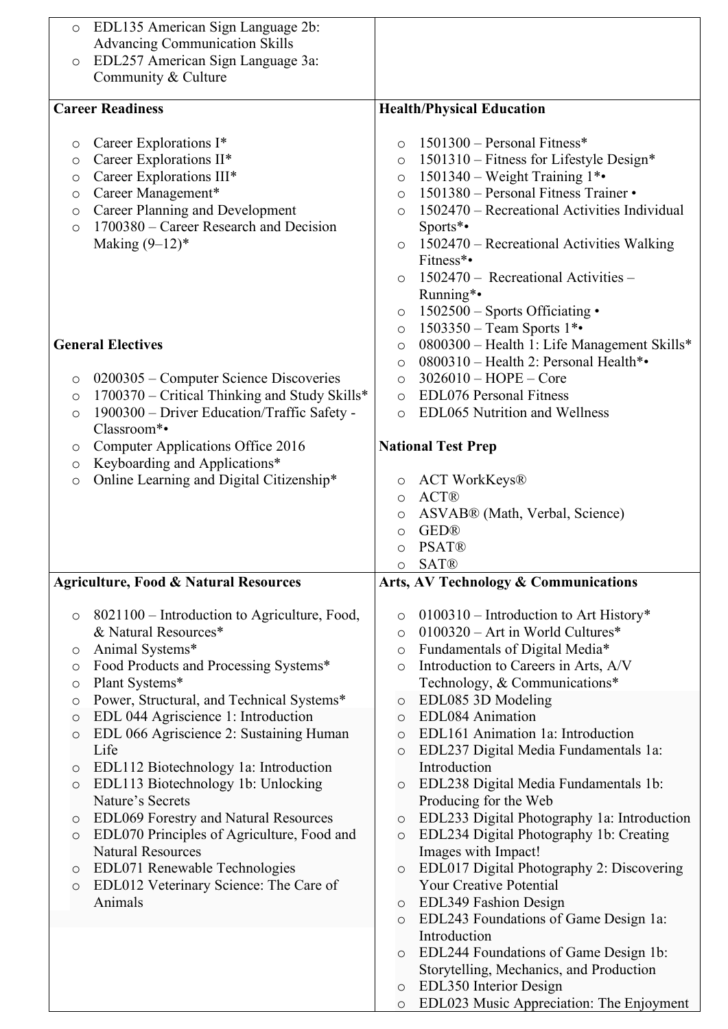- EDL135 American Sign Language 2b: Advancing Communication Skills
- EDL257 American Sign Language 3a: Community & Culture

**Career Readiness**

- Career Explorations I*
- Career Explorations II*
- Career Explorations III*
- Career Management*
- Career Planning and Development
- 1700380 – Career Research and Decision Making (9–12)*

**General Electives**

- 0200305 – Computer Science Discoveries
- 1700370 – Critical Thinking and Study Skills*
- 1900300 – Driver Education/Traffic Safety - Classroom*•
- Computer Applications Office 2016
- Keyboarding and Applications*
- Online Learning and Digital Citizenship*

**Health/Physical Education**

- 1501300 – Personal Fitness*
- 1501310 – Fitness for Lifestyle Design*
- 1501340 – Weight Training 1*•
- 1501380 – Personal Fitness Trainer •
- 1502470 – Recreational Activities Individual Sports*•
- 1502470 – Recreational Activities Walking Fitness*•
- 1502470 – Recreational Activities – Running*•
- 1502500 – Sports Officiating •
- 1503350 – Team Sports 1*•
- 0800300 – Health 1: Life Management Skills*
- 0800310 – Health 2: Personal Health*•
- 3026010 – HOPE – Core
- EDL076 Personal Fitness
- EDL065 Nutrition and Wellness

**National Test Prep**

- ACT WorkKeys®
- ACT®
- ASVAB® (Math, Verbal, Science)
- GED®
- PSAT®
- SAT®

**Agriculture, Food & Natural Resources**

- 8021100 – Introduction to Agriculture, Food, & Natural Resources*
- Animal Systems*
- Food Products and Processing Systems*
- Plant Systems*
- Power, Structural, and Technical Systems*
- EDL 044 Agriscience 1: Introduction
- EDL 066 Agriscience 2: Sustaining Human Life
- EDL112 Biotechnology 1a: Introduction
- EDL113 Biotechnology 1b: Unlocking Nature's Secrets
- EDL069 Forestry and Natural Resources
- EDL070 Principles of Agriculture, Food and Natural Resources
- EDL071 Renewable Technologies
- EDL012 Veterinary Science: The Care of Animals

**Arts, AV Technology & Communications**

- 0100310 – Introduction to Art History*
- 0100320 – Art in World Cultures*
- Fundamentals of Digital Media*
- Introduction to Careers in Arts, A/V Technology, & Communications*
- EDL085 3D Modeling
- EDL084 Animation
- EDL161 Animation 1a: Introduction
- EDL237 Digital Media Fundamentals 1a: Introduction
- EDL238 Digital Media Fundamentals 1b: Producing for the Web
- EDL233 Digital Photography 1a: Introduction
- EDL234 Digital Photography 1b: Creating Images with Impact!
- EDL017 Digital Photography 2: Discovering Your Creative Potential
- EDL349 Fashion Design
- EDL243 Foundations of Game Design 1a: Introduction
- EDL244 Foundations of Game Design 1b: Storytelling, Mechanics, and Production
- EDL350 Interior Design
- EDL023 Music Appreciation: The Enjoyment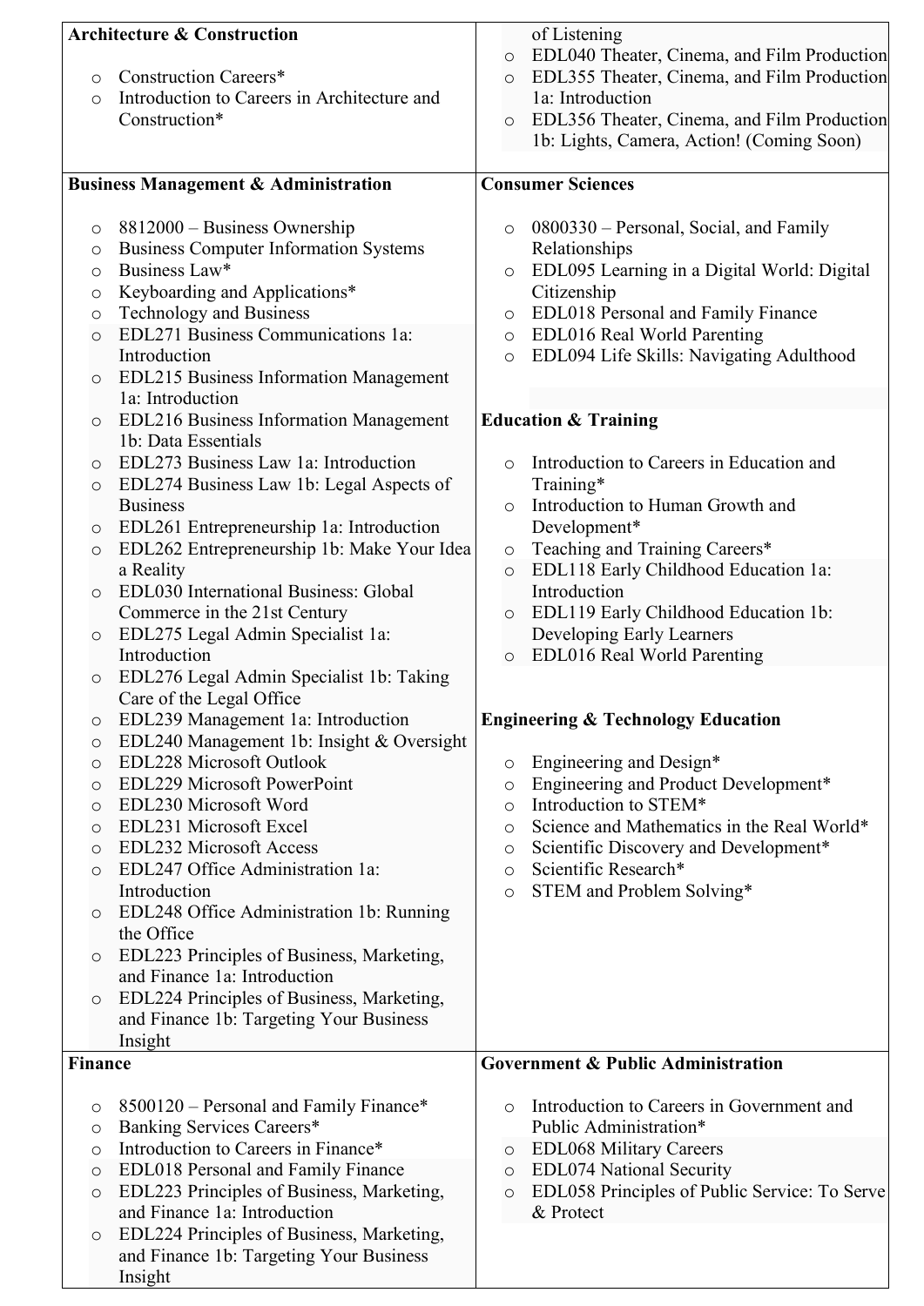| | |
|---|---|
| **Architecture & Construction**<br><br>- Construction Careers*<br>- Introduction to Careers in Architecture and Construction* | of Listening<br>- EDL040 Theater, Cinema, and Film Production<br>- EDL355 Theater, Cinema, and Film Production 1a: Introduction<br>- EDL356 Theater, Cinema, and Film Production 1b: Lights, Camera, Action! (Coming Soon) |
| **Business Management & Administration**<br><br>- 8812000 – Business Ownership<br>- Business Computer Information Systems<br>- Business Law*<br>- Keyboarding and Applications*<br>- Technology and Business<br>- EDL271 Business Communications 1a: Introduction<br>- EDL215 Business Information Management 1a: Introduction<br>- EDL216 Business Information Management 1b: Data Essentials<br>- EDL273 Business Law 1a: Introduction<br>- EDL274 Business Law 1b: Legal Aspects of Business<br>- EDL261 Entrepreneurship 1a: Introduction<br>- EDL262 Entrepreneurship 1b: Make Your Idea a Reality<br>- EDL030 International Business: Global Commerce in the 21st Century<br>- EDL275 Legal Admin Specialist 1a: Introduction<br>- EDL276 Legal Admin Specialist 1b: Taking Care of the Legal Office<br>- EDL239 Management 1a: Introduction<br>- EDL240 Management 1b: Insight & Oversight<br>- EDL228 Microsoft Outlook<br>- EDL229 Microsoft PowerPoint<br>- EDL230 Microsoft Word<br>- EDL231 Microsoft Excel<br>- EDL232 Microsoft Access<br>- EDL247 Office Administration 1a: Introduction<br>- EDL248 Office Administration 1b: Running the Office<br>- EDL223 Principles of Business, Marketing, and Finance 1a: Introduction<br>- EDL224 Principles of Business, Marketing, and Finance 1b: Targeting Your Business Insight | **Consumer Sciences**<br><br>- 0800330 – Personal, Social, and Family Relationships<br>- EDL095 Learning in a Digital World: Digital Citizenship<br>- EDL018 Personal and Family Finance<br>- EDL016 Real World Parenting<br>- EDL094 Life Skills: Navigating Adulthood<br><br>**Education & Training**<br><br>- Introduction to Careers in Education and Training*<br>- Introduction to Human Growth and Development*<br>- Teaching and Training Careers*<br>- EDL118 Early Childhood Education 1a: Introduction<br>- EDL119 Early Childhood Education 1b: Developing Early Learners<br>- EDL016 Real World Parenting<br><br>**Engineering & Technology Education**<br><br>- Engineering and Design*<br>- Engineering and Product Development*<br>- Introduction to STEM*<br>- Science and Mathematics in the Real World*<br>- Scientific Discovery and Development*<br>- Scientific Research*<br>- STEM and Problem Solving* |
| **Finance**<br><br>- 8500120 – Personal and Family Finance*<br>- Banking Services Careers*<br>- Introduction to Careers in Finance*<br>- EDL018 Personal and Family Finance<br>- EDL223 Principles of Business, Marketing, and Finance 1a: Introduction<br>- EDL224 Principles of Business, Marketing, and Finance 1b: Targeting Your Business Insight | **Government & Public Administration**<br><br>- Introduction to Careers in Government and Public Administration*<br>- EDL068 Military Careers<br>- EDL074 National Security<br>- EDL058 Principles of Public Service: To Serve & Protect |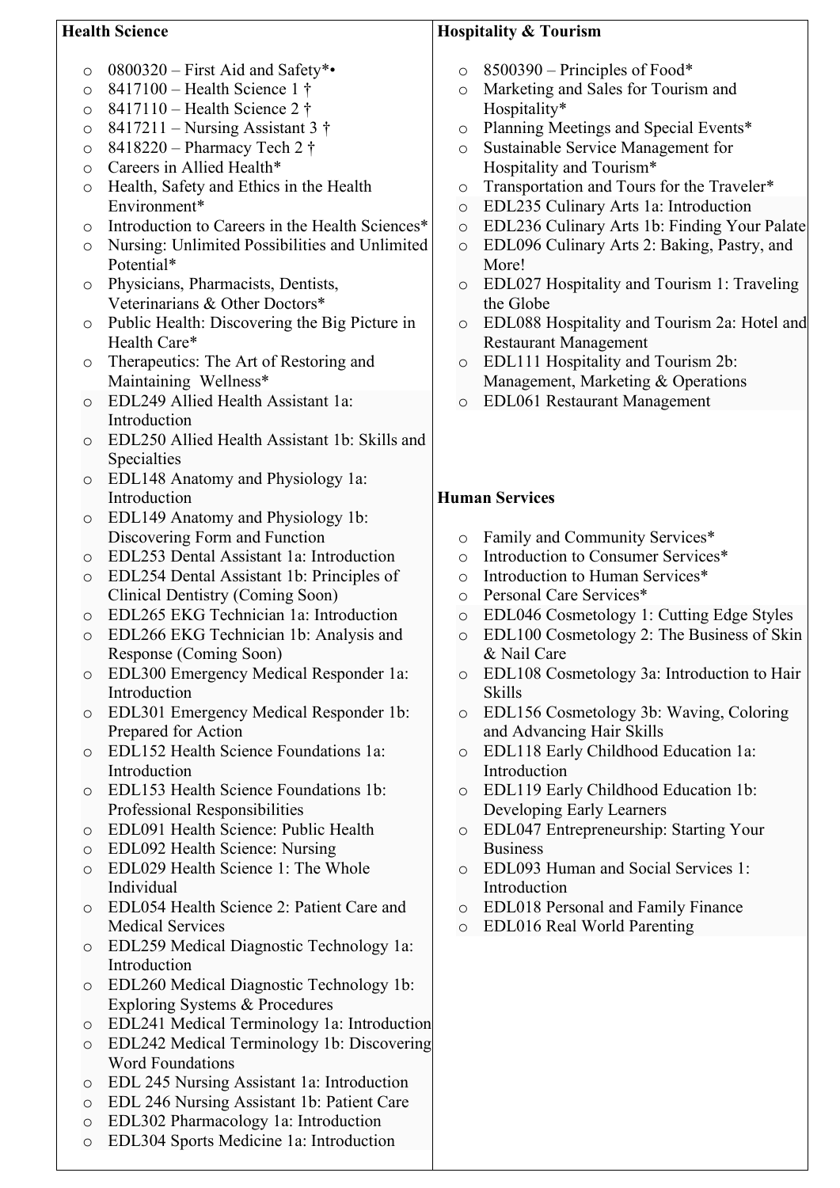**Health Science**

- 0800320 – First Aid and Safety*•
- 8417100 – Health Science 1 †
- 8417110 – Health Science 2 †
- 8417211 – Nursing Assistant 3 †
- 8418220 – Pharmacy Tech 2 †
- Careers in Allied Health*
- Health, Safety and Ethics in the Health Environment*
- Introduction to Careers in the Health Sciences*
- Nursing: Unlimited Possibilities and Unlimited Potential*
- Physicians, Pharmacists, Dentists, Veterinarians & Other Doctors*
- Public Health: Discovering the Big Picture in Health Care*
- Therapeutics: The Art of Restoring and Maintaining Wellness*
- EDL249 Allied Health Assistant 1a: Introduction
- EDL250 Allied Health Assistant 1b: Skills and Specialties
- EDL148 Anatomy and Physiology 1a: Introduction
- EDL149 Anatomy and Physiology 1b: Discovering Form and Function
- EDL253 Dental Assistant 1a: Introduction
- EDL254 Dental Assistant 1b: Principles of Clinical Dentistry (Coming Soon)
- EDL265 EKG Technician 1a: Introduction
- EDL266 EKG Technician 1b: Analysis and Response (Coming Soon)
- EDL300 Emergency Medical Responder 1a: Introduction
- EDL301 Emergency Medical Responder 1b: Prepared for Action
- EDL152 Health Science Foundations 1a: Introduction
- EDL153 Health Science Foundations 1b: Professional Responsibilities
- EDL091 Health Science: Public Health
- EDL092 Health Science: Nursing
- EDL029 Health Science 1: The Whole Individual
- EDL054 Health Science 2: Patient Care and Medical Services
- EDL259 Medical Diagnostic Technology 1a: Introduction
- EDL260 Medical Diagnostic Technology 1b: Exploring Systems & Procedures
- EDL241 Medical Terminology 1a: Introduction
- EDL242 Medical Terminology 1b: Discovering Word Foundations
- EDL 245 Nursing Assistant 1a: Introduction
- EDL 246 Nursing Assistant 1b: Patient Care
- EDL302 Pharmacology 1a: Introduction
- EDL304 Sports Medicine 1a: Introduction

**Hospitality & Tourism**

- 8500390 – Principles of Food*
- Marketing and Sales for Tourism and Hospitality*
- Planning Meetings and Special Events*
- Sustainable Service Management for Hospitality and Tourism*
- Transportation and Tours for the Traveler*
- EDL235 Culinary Arts 1a: Introduction
- EDL236 Culinary Arts 1b: Finding Your Palate
- EDL096 Culinary Arts 2: Baking, Pastry, and More!
- EDL027 Hospitality and Tourism 1: Traveling the Globe
- EDL088 Hospitality and Tourism 2a: Hotel and Restaurant Management
- EDL111 Hospitality and Tourism 2b: Management, Marketing & Operations
- EDL061 Restaurant Management

**Human Services**

- Family and Community Services*
- Introduction to Consumer Services*
- Introduction to Human Services*
- Personal Care Services*
- EDL046 Cosmetology 1: Cutting Edge Styles
- EDL100 Cosmetology 2: The Business of Skin & Nail Care
- EDL108 Cosmetology 3a: Introduction to Hair Skills
- EDL156 Cosmetology 3b: Waving, Coloring and Advancing Hair Skills
- EDL118 Early Childhood Education 1a: Introduction
- EDL119 Early Childhood Education 1b: Developing Early Learners
- EDL047 Entrepreneurship: Starting Your Business
- EDL093 Human and Social Services 1: Introduction
- EDL018 Personal and Family Finance
- EDL016 Real World Parenting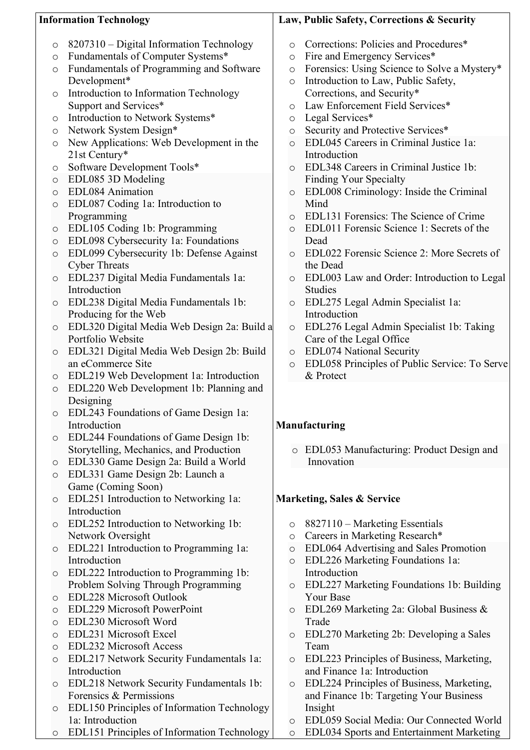**Information Technology**

- 8207310 – Digital Information Technology
- Fundamentals of Computer Systems*
- Fundamentals of Programming and Software Development*
- Introduction to Information Technology Support and Services*
- Introduction to Network Systems*
- Network System Design*
- New Applications: Web Development in the 21st Century*
- Software Development Tools*
- EDL085 3D Modeling
- EDL084 Animation
- EDL087 Coding 1a: Introduction to Programming
- EDL105 Coding 1b: Programming
- EDL098 Cybersecurity 1a: Foundations
- EDL099 Cybersecurity 1b: Defense Against Cyber Threats
- EDL237 Digital Media Fundamentals 1a: Introduction
- EDL238 Digital Media Fundamentals 1b: Producing for the Web
- EDL320 Digital Media Web Design 2a: Build a Portfolio Website
- EDL321 Digital Media Web Design 2b: Build an eCommerce Site
- EDL219 Web Development 1a: Introduction
- EDL220 Web Development 1b: Planning and Designing
- EDL243 Foundations of Game Design 1a: Introduction
- EDL244 Foundations of Game Design 1b: Storytelling, Mechanics, and Production
- EDL330 Game Design 2a: Build a World
- EDL331 Game Design 2b: Launch a Game (Coming Soon)
- EDL251 Introduction to Networking 1a: Introduction
- EDL252 Introduction to Networking 1b: Network Oversight
- EDL221 Introduction to Programming 1a: Introduction
- EDL222 Introduction to Programming 1b: Problem Solving Through Programming
- EDL228 Microsoft Outlook
- EDL229 Microsoft PowerPoint
- EDL230 Microsoft Word
- EDL231 Microsoft Excel
- EDL232 Microsoft Access
- EDL217 Network Security Fundamentals 1a: Introduction
- EDL218 Network Security Fundamentals 1b: Forensics & Permissions
- EDL150 Principles of Information Technology 1a: Introduction
- EDL151 Principles of Information Technology

**Law, Public Safety, Corrections & Security**

- Corrections: Policies and Procedures*
- Fire and Emergency Services*
- Forensics: Using Science to Solve a Mystery*
- Introduction to Law, Public Safety, Corrections, and Security*
- Law Enforcement Field Services*
- Legal Services*
- Security and Protective Services*
- EDL045 Careers in Criminal Justice 1a: Introduction
- EDL348 Careers in Criminal Justice 1b: Finding Your Specialty
- EDL008 Criminology: Inside the Criminal Mind
- EDL131 Forensics: The Science of Crime
- EDL011 Forensic Science 1: Secrets of the Dead
- EDL022 Forensic Science 2: More Secrets of the Dead
- EDL003 Law and Order: Introduction to Legal Studies
- EDL275 Legal Admin Specialist 1a: Introduction
- EDL276 Legal Admin Specialist 1b: Taking Care of the Legal Office
- EDL074 National Security
- EDL058 Principles of Public Service: To Serve & Protect

**Manufacturing**

- EDL053 Manufacturing: Product Design and Innovation

**Marketing, Sales & Service**

- 8827110 – Marketing Essentials
- Careers in Marketing Research*
- EDL064 Advertising and Sales Promotion
- EDL226 Marketing Foundations 1a: Introduction
- EDL227 Marketing Foundations 1b: Building Your Base
- EDL269 Marketing 2a: Global Business & Trade
- EDL270 Marketing 2b: Developing a Sales Team
- EDL223 Principles of Business, Marketing, and Finance 1a: Introduction
- EDL224 Principles of Business, Marketing, and Finance 1b: Targeting Your Business Insight
- EDL059 Social Media: Our Connected World
- EDL034 Sports and Entertainment Marketing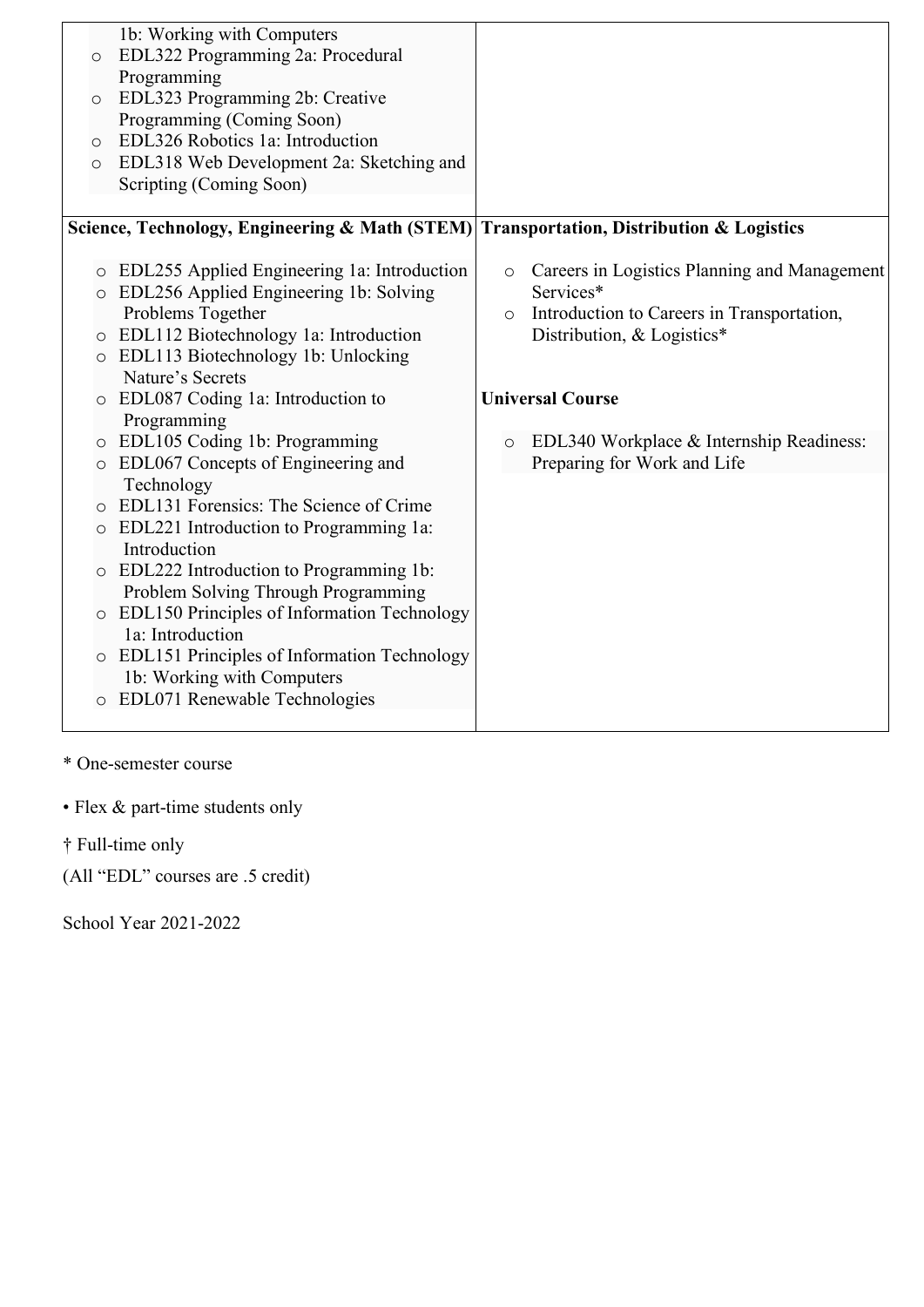| | |
|---|---|
| 1b: Working with Computers<br>- EDL322 Programming 2a: Procedural Programming<br>- EDL323 Programming 2b: Creative Programming (Coming Soon)<br>- EDL326 Robotics 1a: Introduction<br>- EDL318 Web Development 2a: Sketching and Scripting (Coming Soon) | |
| **Science, Technology, Engineering & Math (STEM)**<br>- EDL255 Applied Engineering 1a: Introduction<br>- EDL256 Applied Engineering 1b: Solving Problems Together<br>- EDL112 Biotechnology 1a: Introduction<br>- EDL113 Biotechnology 1b: Unlocking Nature's Secrets<br>- EDL087 Coding 1a: Introduction to Programming<br>- EDL105 Coding 1b: Programming<br>- EDL067 Concepts of Engineering and Technology<br>- EDL131 Forensics: The Science of Crime<br>- EDL221 Introduction to Programming 1a: Introduction<br>- EDL222 Introduction to Programming 1b: Problem Solving Through Programming<br>- EDL150 Principles of Information Technology 1a: Introduction<br>- EDL151 Principles of Information Technology 1b: Working with Computers<br>- EDL071 Renewable Technologies | **Transportation, Distribution & Logistics**<br>- Careers in Logistics Planning and Management Services*<br>- Introduction to Careers in Transportation, Distribution, & Logistics*<br><br>**Universal Course**<br>- EDL340 Workplace & Internship Readiness: Preparing for Work and Life |

* One-semester course

• Flex & part-time students only

† Full-time only

(All "EDL" courses are .5 credit)

School Year 2021-2022